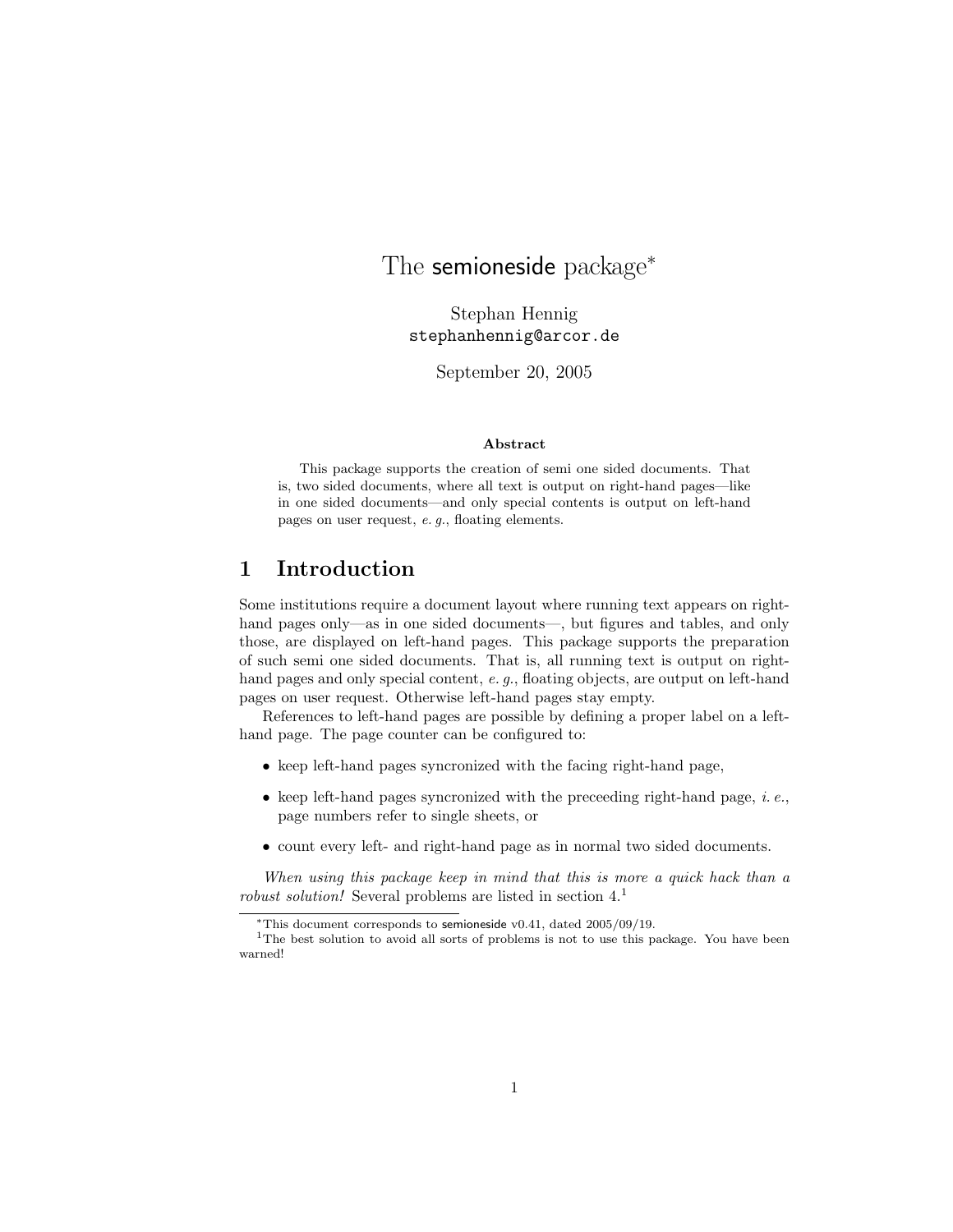# The semioneside package*

Stephan Hennig
stephanhennig@arcor.de

September 20, 2005

**Abstract**

This package supports the creation of semi one sided documents. That is, two sided documents, where all text is output on right-hand pages—like in one sided documents—and only special contents is output on left-hand pages on user request, *e. g.*, floating elements.

## 1 Introduction

Some institutions require a document layout where running text appears on right-hand pages only—as in one sided documents—, but figures and tables, and only those, are displayed on left-hand pages. This package supports the preparation of such semi one sided documents. That is, all running text is output on right-hand pages and only special content, *e. g.*, floating objects, are output on left-hand pages on user request. Otherwise left-hand pages stay empty.

References to left-hand pages are possible by defining a proper label on a left-hand page. The page counter can be configured to:

- keep left-hand pages syncronized with the facing right-hand page,
- keep left-hand pages syncronized with the preceeding right-hand page, *i. e.*, page numbers refer to single sheets, or
- count every left- and right-hand page as in normal two sided documents.

*When using this package keep in mind that this is more a quick hack than a robust solution!* Several problems are listed in section 4.[1]

*This document corresponds to semioneside v0.41, dated 2005/09/19.

[1] The best solution to avoid all sorts of problems is not to use this package. You have been warned!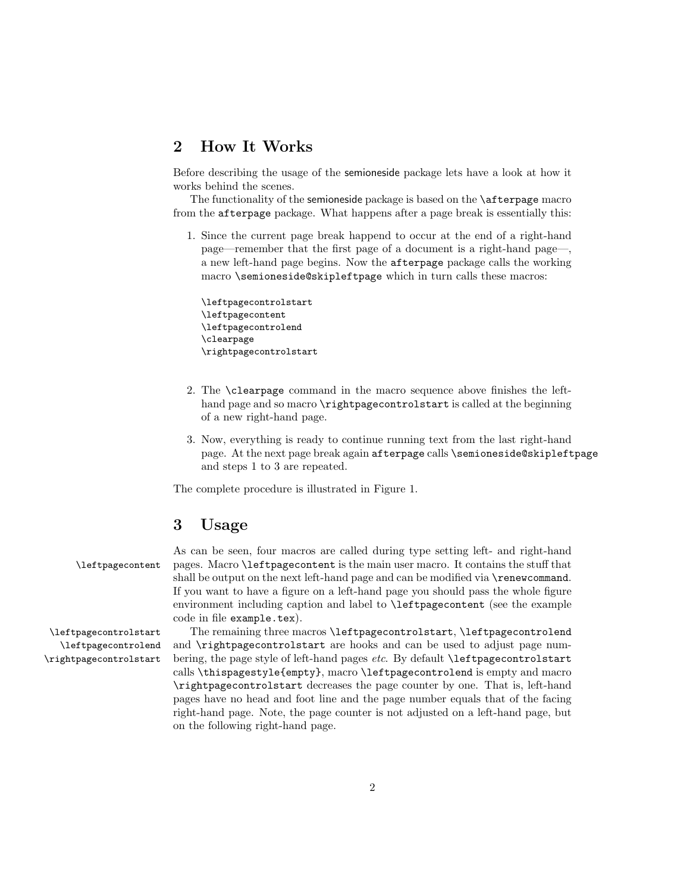## 2 How It Works

Before describing the usage of the semioneside package lets have a look at how it works behind the scenes.

The functionality of the semioneside package is based on the `\afterpage` macro from the `afterpage` package. What happens after a page break is essentially this:

1. Since the current page break happend to occur at the end of a right-hand page—remember that the first page of a document is a right-hand page—, a new left-hand page begins. Now the `afterpage` package calls the working macro `\semioneside@skipleftpage` which in turn calls these macros:

   ```
   \leftpagecontrolstart
   \leftpagecontent
   \leftpagecontrolend
   \clearpage
   \rightpagecontrolstart
   ```

2. The `\clearpage` command in the macro sequence above finishes the left-hand page and so macro `\rightpagecontrolstart` is called at the beginning of a new right-hand page.

3. Now, everything is ready to continue running text from the last right-hand page. At the next page break again `afterpage` calls `\semioneside@skipleftpage` and steps 1 to 3 are repeated.

The complete procedure is illustrated in Figure 1.

## 3 Usage

`\leftpagecontent`

As can be seen, four macros are called during type setting left- and right-hand pages. Macro `\leftpagecontent` is the main user macro. It contains the stuff that shall be output on the next left-hand page and can be modified via `\renewcommand`. If you want to have a figure on a left-hand page you should pass the whole figure environment including caption and label to `\leftpagecontent` (see the example code in file `example.tex`).

`\leftpagecontrolstart`
`\leftpagecontrolend`
`\rightpagecontrolstart`

The remaining three macros `\leftpagecontrolstart`, `\leftpagecontrolend` and `\rightpagecontrolstart` are hooks and can be used to adjust page numbering, the page style of left-hand pages *etc*. By default `\leftpagecontrolstart` calls `\thispagestyle{empty}`, macro `\leftpagecontrolend` is empty and macro `\rightpagecontrolstart` decreases the page counter by one. That is, left-hand pages have no head and foot line and the page number equals that of the facing right-hand page. Note, the page counter is not adjusted on a left-hand page, but on the following right-hand page.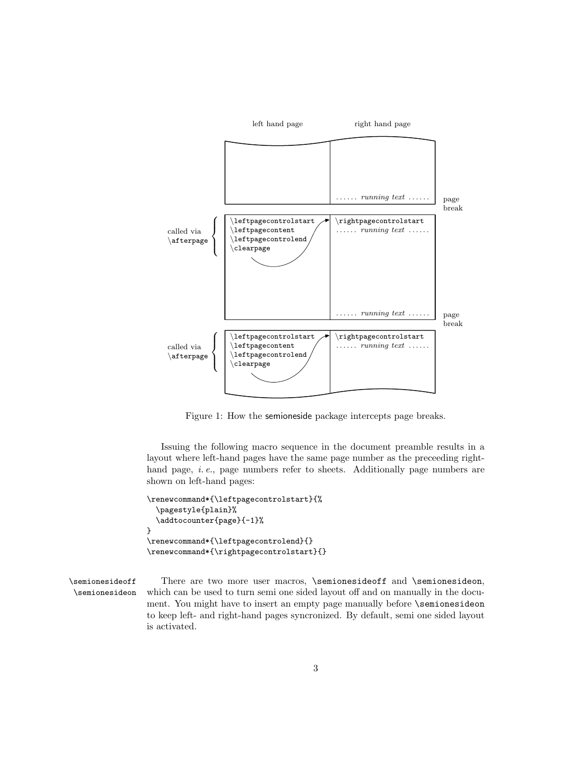Figure 1: How the semioneside package intercepts page breaks.

Issuing the following macro sequence in the document preamble results in a layout where left-hand pages have the same page number as the preceeding right-hand page, *i. e.*, page numbers refer to sheets. Additionally page numbers are shown on left-hand pages:

```
\renewcommand*{\leftpagecontrolstart}{%
  \pagestyle{plain}%
  \addtocounter{page}{-1}%
}
\renewcommand*{\leftpagecontrolend}{}
\renewcommand*{\rightpagecontrolstart}{}
```

`\semionesideoff` `\semionesideon` There are two more user macros, `\semionesideoff` and `\semionesideon`, which can be used to turn semi one sided layout off and on manually in the document. You might have to insert an empty page manually before `\semionesideon` to keep left- and right-hand pages syncronized. By default, semi one sided layout is activated.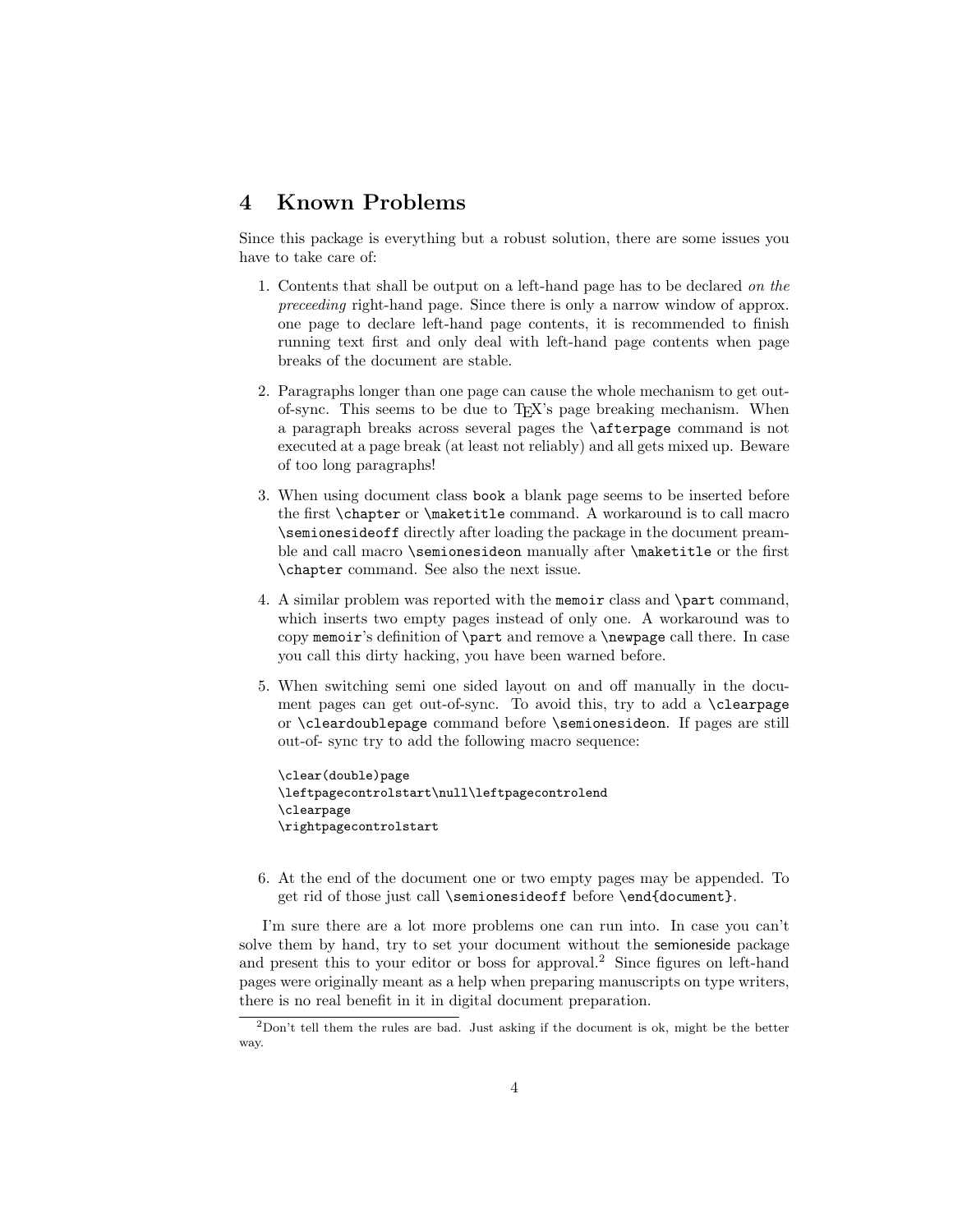## 4 Known Problems

Since this package is everything but a robust solution, there are some issues you have to take care of:

1. Contents that shall be output on a left-hand page has to be declared *on the preceeding* right-hand page. Since there is only a narrow window of approx. one page to declare left-hand page contents, it is recommended to finish running text first and only deal with left-hand page contents when page breaks of the document are stable.

2. Paragraphs longer than one page can cause the whole mechanism to get out-of-sync. This seems to be due to TEX's page breaking mechanism. When a paragraph breaks across several pages the `\afterpage` command is not executed at a page break (at least not reliably) and all gets mixed up. Beware of too long paragraphs!

3. When using document class `book` a blank page seems to be inserted before the first `\chapter` or `\maketitle` command. A workaround is to call macro `\semionesideoff` directly after loading the package in the document preamble and call macro `\semionesideon` manually after `\maketitle` or the first `\chapter` command. See also the next issue.

4. A similar problem was reported with the `memoir` class and `\part` command, which inserts two empty pages instead of only one. A workaround was to copy `memoir`'s definition of `\part` and remove a `\newpage` call there. In case you call this dirty hacking, you have been warned before.

5. When switching semi one sided layout on and off manually in the document pages can get out-of-sync. To avoid this, try to add a `\clearpage` or `\cleardoublepage` command before `\semionesideon`. If pages are still out-of- sync try to add the following macro sequence:

```
\clear(double)page
\leftpagecontrolstart\null\leftpagecontrolend
\clearpage
\rightpagecontrolstart
```

6. At the end of the document one or two empty pages may be appended. To get rid of those just call `\semionesideoff` before `\end{document}`.

I'm sure there are a lot more problems one can run into. In case you can't solve them by hand, try to set your document without the semioneside package and present this to your editor or boss for approval.[2] Since figures on left-hand pages were originally meant as a help when preparing manuscripts on type writers, there is no real benefit in it in digital document preparation.

[2] Don't tell them the rules are bad. Just asking if the document is ok, might be the better way.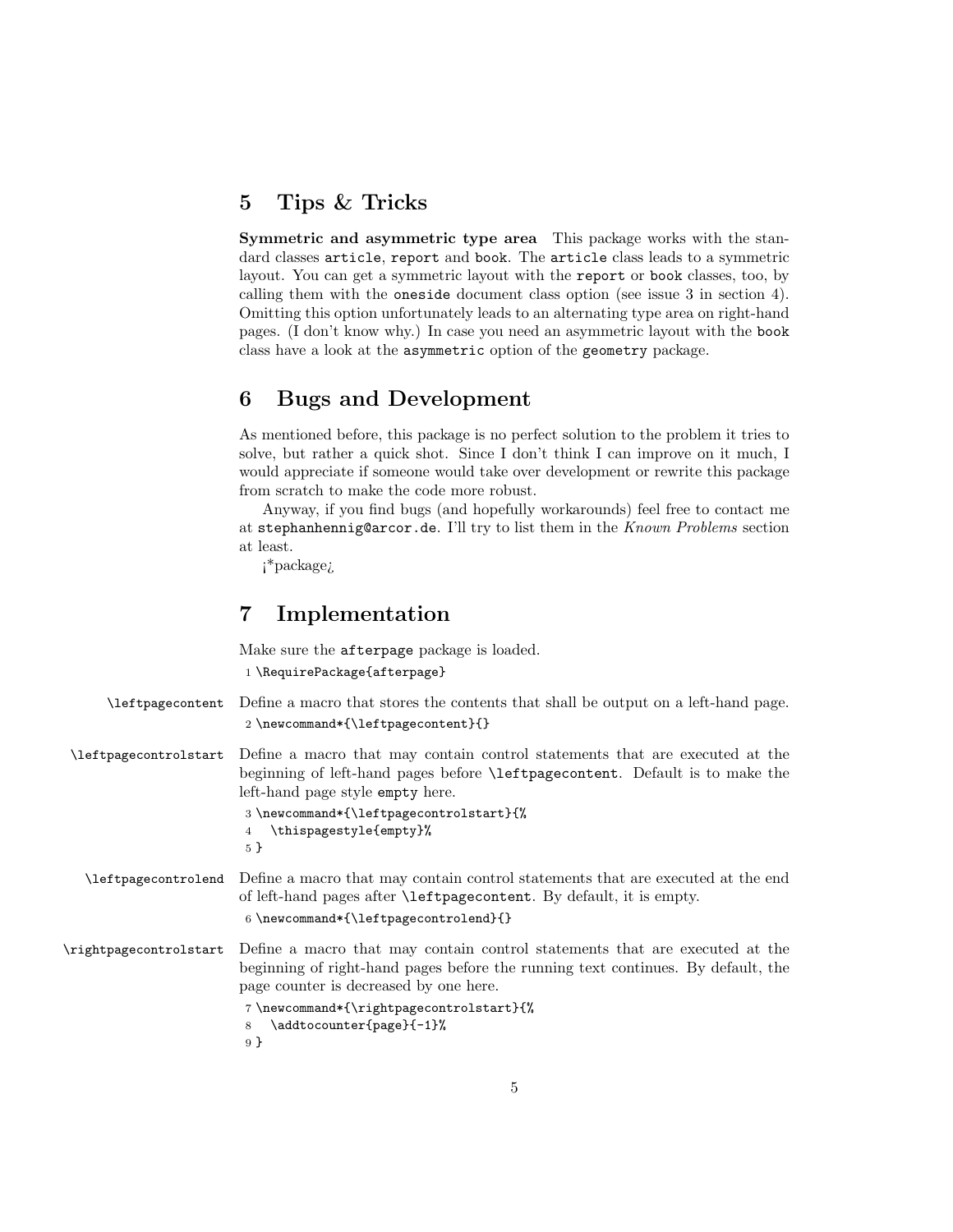## 5 Tips & Tricks

**Symmetric and asymmetric type area** This package works with the standard classes `article`, `report` and `book`. The `article` class leads to a symmetric layout. You can get a symmetric layout with the `report` or `book` classes, too, by calling them with the `oneside` document class option (see issue 3 in section 4). Omitting this option unfortunately leads to an alternating type area on right-hand pages. (I don't know why.) In case you need an asymmetric layout with the `book` class have a look at the `asymmetric` option of the `geometry` package.

## 6 Bugs and Development

As mentioned before, this package is no perfect solution to the problem it tries to solve, but rather a quick shot. Since I don't think I can improve on it much, I would appreciate if someone would take over development or rewrite this package from scratch to make the code more robust.

Anyway, if you find bugs (and hopefully workarounds) feel free to contact me at `stephanhennig@arcor.de`. I'll try to list them in the *Known Problems* section at least.

¡*package¿

## 7 Implementation

Make sure the `afterpage` package is loaded.

```
1 \RequirePackage{afterpage}
```

`\leftpagecontent` Define a macro that stores the contents that shall be output on a left-hand page.

```
2 \newcommand*{\leftpagecontent}{}
```

`\leftpagecontrolstart` Define a macro that may contain control statements that are executed at the beginning of left-hand pages before `\leftpagecontent`. Default is to make the left-hand page style `empty` here.

```
3 \newcommand*{\leftpagecontrolstart}{%
4   \thispagestyle{empty}%
5 }
```

`\leftpagecontrolend` Define a macro that may contain control statements that are executed at the end of left-hand pages after `\leftpagecontent`. By default, it is empty.

```
6 \newcommand*{\leftpagecontrolend}{}
```

`\rightpagecontrolstart` Define a macro that may contain control statements that are executed at the beginning of right-hand pages before the running text continues. By default, the page counter is decreased by one here.

```
7 \newcommand*{\rightpagecontrolstart}{%
8   \addtocounter{page}{-1}%
9 }
```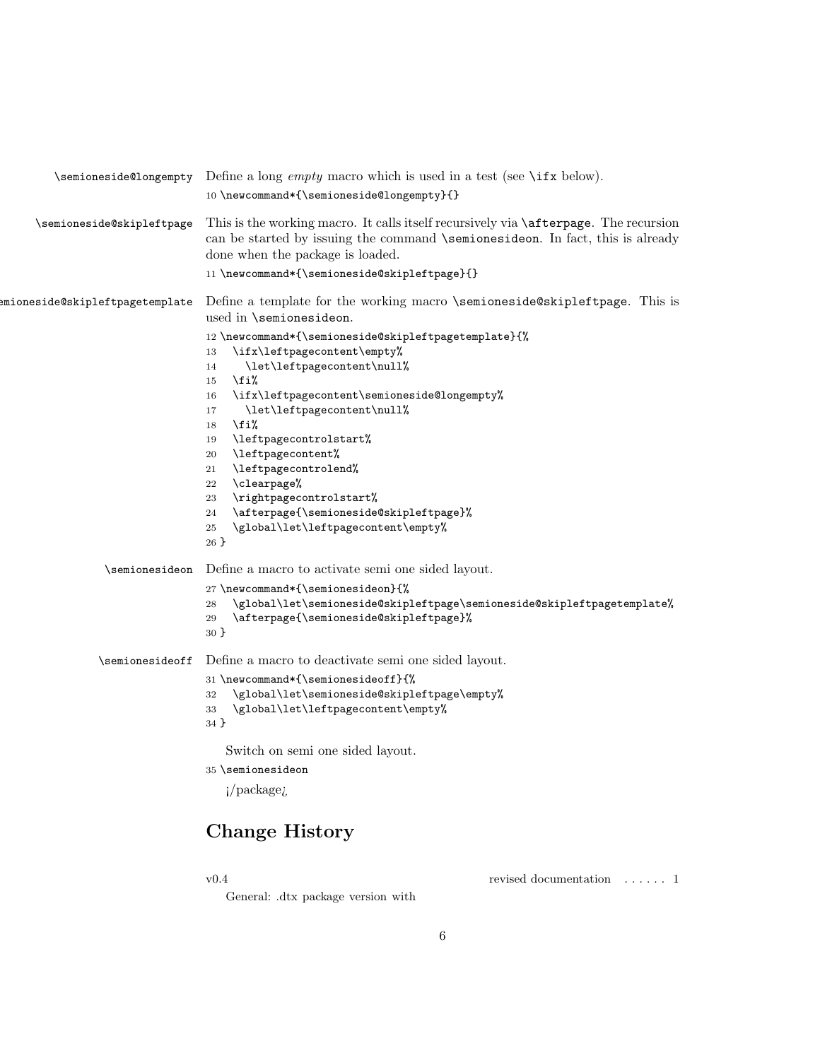\semioneside@longempty Define a long *empty* macro which is used in a test (see `\ifx` below).

```
10 \newcommand*{\semioneside@longempty}{}
```

\semioneside@skipleftpage This is the working macro. It calls itself recursively via `\afterpage`. The recursion can be started by issuing the command `\semionesideon`. In fact, this is already done when the package is loaded.

```
11 \newcommand*{\semioneside@skipleftpage}{}
```

\semioneside@skipleftpagetemplate Define a template for the working macro `\semioneside@skipleftpage`. This is used in `\semionesideon`.

```
12 \newcommand*{\semioneside@skipleftpagetemplate}{%
13   \ifx\leftpagecontent\empty%
14     \let\leftpagecontent\null%
15   \fi%
16   \ifx\leftpagecontent\semioneside@longempty%
17     \let\leftpagecontent\null%
18   \fi%
19   \leftpagecontrolstart%
20   \leftpagecontent%
21   \leftpagecontrolend%
22   \clearpage%
23   \rightpagecontrolstart%
24   \afterpage{\semioneside@skipleftpage}%
25   \global\let\leftpagecontent\empty%
26 }
```

\semionesideon Define a macro to activate semi one sided layout.

```
27 \newcommand*{\semionesideon}{%
28   \global\let\semioneside@skipleftpage\semioneside@skipleftpagetemplate%
29   \afterpage{\semioneside@skipleftpage}%
30 }
```

\semionesideoff Define a macro to deactivate semi one sided layout.

```
31 \newcommand*{\semionesideoff}{%
32   \global\let\semioneside@skipleftpage\empty%
33   \global\let\leftpagecontent\empty%
34 }
```

Switch on semi one sided layout.

```
35 \semionesideon
```

¡/package¿

# Change History

v0.4

General: .dtx package version with revised documentation . . . . . . 1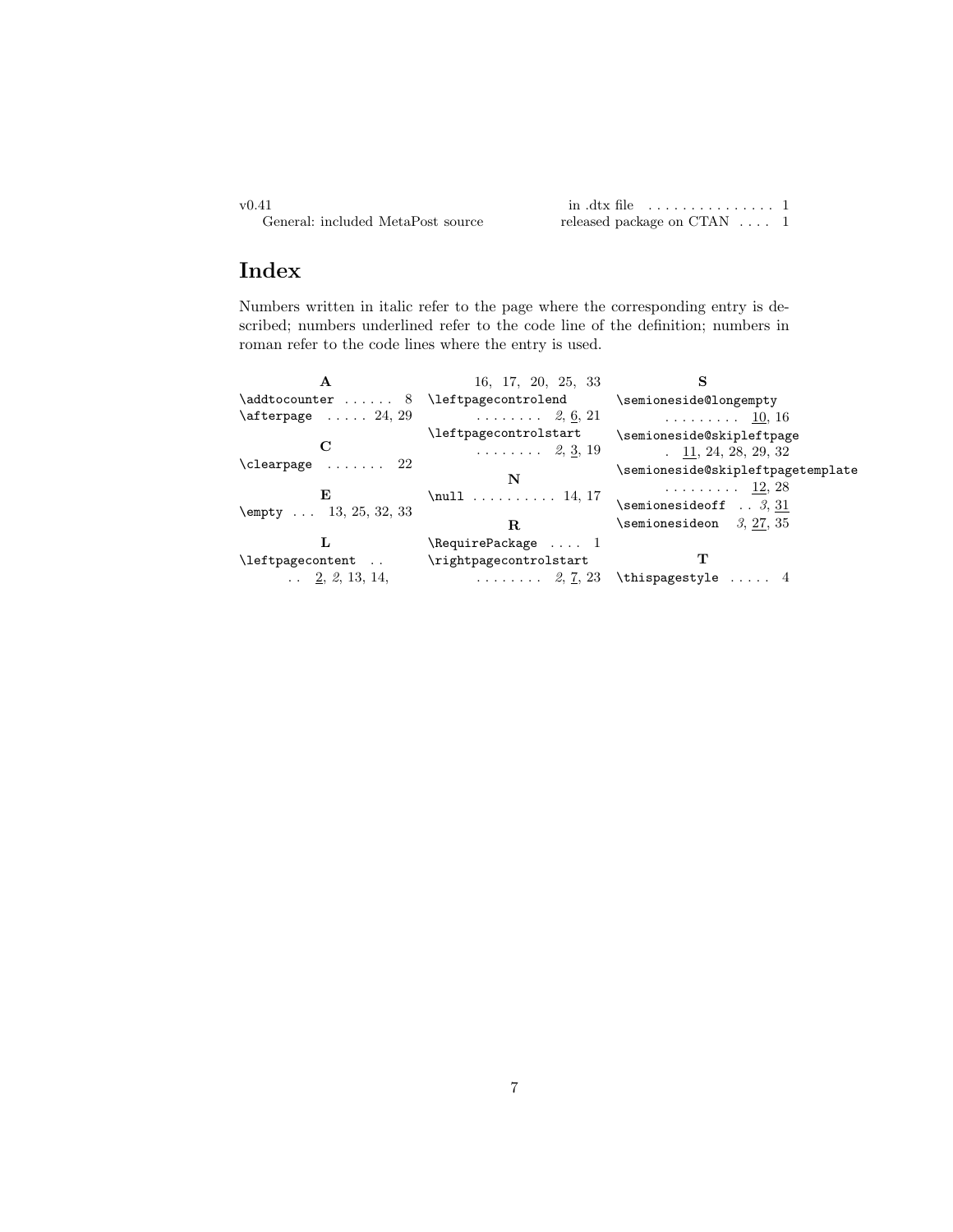v0.41

General: included MetaPost source in .dtx file . . . . . . . . . . . . . . . 1

released package on CTAN . . . . 1

# Index

Numbers written in italic refer to the page where the corresponding entry is described; numbers underlined refer to the code line of the definition; numbers in roman refer to the code lines where the entry is used.

**A**

\addtocounter . . . . . . 8

\afterpage . . . . . 24, 29

**C**

\clearpage . . . . . . . 22

**E**

\empty . . . 13, 25, 32, 33

**L**

\leftpagecontent . . . . 2, *2*, 13, 14, 16, 17, 20, 25, 33

\leftpagecontrolend . . . . . . . . *2*, 6, 21

\leftpagecontrolstart . . . . . . . . *2*, 3, 19

**N**

\null . . . . . . . . . . 14, 17

**R**

\RequirePackage . . . . 1

\rightpagecontrolstart . . . . . . . . *2*, 7, 23

**S**

\semioneside@longempty . . . . . . . . . 10, 16

\semioneside@skipleftpage . 11, 24, 28, 29, 32

\semioneside@skipleftpagetemplate . . . . . . . . . 12, 28

\semionesideoff . . *3*, 31

\semionesideon *3*, 27, 35

**T**

\thispagestyle . . . . . 4